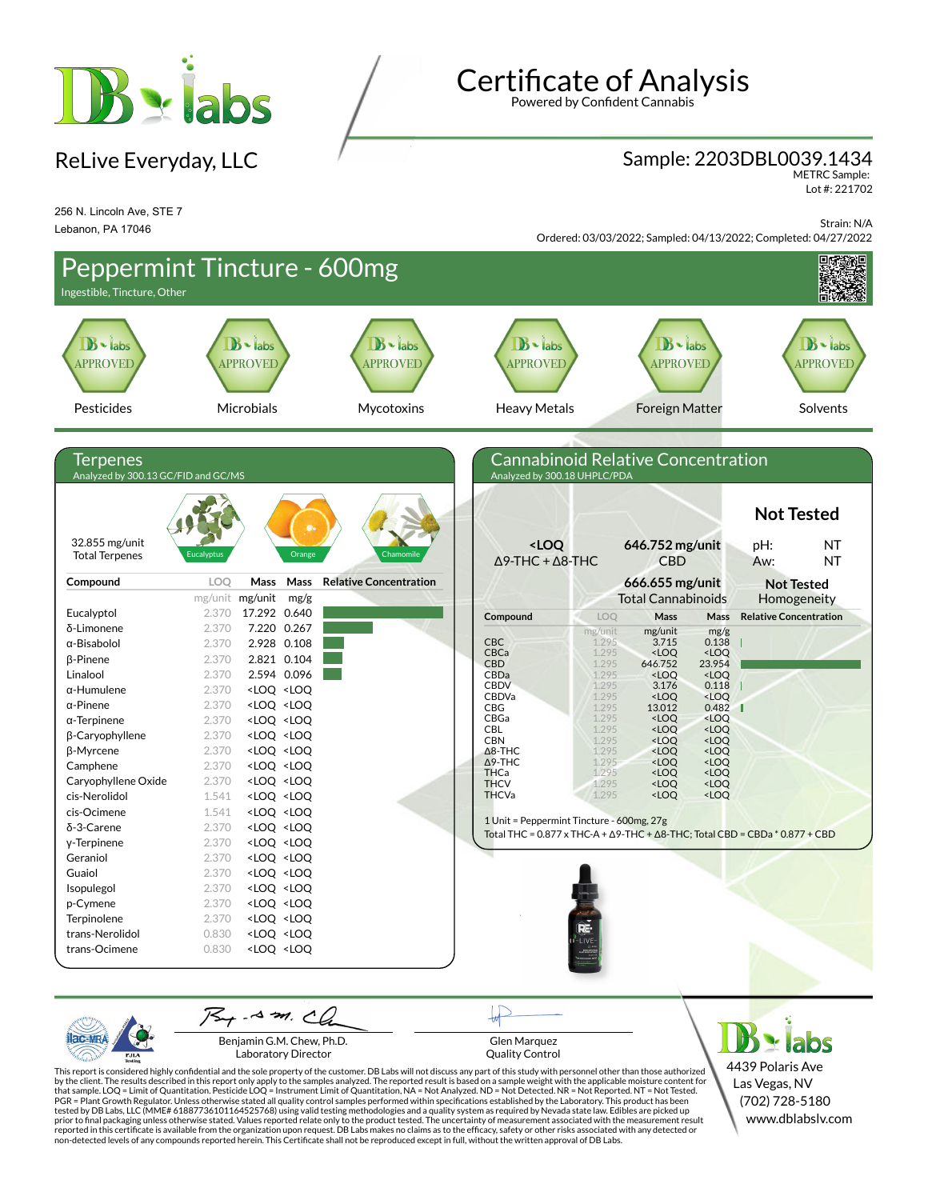# Certificate of Analysis

Powered by Confident Cannabis

## ReLive Everyday, LLC

256 N. Lincoln Ave, STE 7
Lebanon, PA 17046

**Sample: 2203DBL0039.1434**
METRC Sample:
Lot #: 221702

Strain: N/A
Ordered: 03/03/2022; Sampled: 04/13/2022; Completed: 04/27/2022

## Peppermint Tincture - 600mg

Ingestible, Tincture, Other

| Pesticides | Microbials | Mycotoxins | Heavy Metals | Foreign Matter | Solvents |
|---|---|---|---|---|---|
| APPROVED | APPROVED | APPROVED | APPROVED | APPROVED | APPROVED |

### Terpenes

Analyzed by 300.13 GC/FID and GC/MS

32.855 mg/unit
Total Terpenes

Eucalyptus, Orange, Chamomile

| Compound | LOQ (mg/unit) | Mass (mg/unit) | Mass (mg/g) | Relative Concentration |
|---|---|---|---|---|
| Eucalyptol | 2.370 | 17.292 | 0.640 | |
| δ-Limonene | 2.370 | 7.220 | 0.267 | |
| α-Bisabolol | 2.370 | 2.928 | 0.108 | |
| β-Pinene | 2.370 | 2.821 | 0.104 | |
| Linalool | 2.370 | 2.594 | 0.096 | |
| α-Humulene | 2.370 | <LOQ | <LOQ | |
| α-Pinene | 2.370 | <LOQ | <LOQ | |
| α-Terpinene | 2.370 | <LOQ | <LOQ | |
| β-Caryophyllene | 2.370 | <LOQ | <LOQ | |
| β-Myrcene | 2.370 | <LOQ | <LOQ | |
| Camphene | 2.370 | <LOQ | <LOQ | |
| Caryophyllene Oxide | 2.370 | <LOQ | <LOQ | |
| cis-Nerolidol | 1.541 | <LOQ | <LOQ | |
| cis-Ocimene | 1.541 | <LOQ | <LOQ | |
| δ-3-Carene | 2.370 | <LOQ | <LOQ | |
| γ-Terpinene | 2.370 | <LOQ | <LOQ | |
| Geraniol | 2.370 | <LOQ | <LOQ | |
| Guaiol | 2.370 | <LOQ | <LOQ | |
| Isopulegol | 2.370 | <LOQ | <LOQ | |
| p-Cymene | 2.370 | <LOQ | <LOQ | |
| Terpinolene | 2.370 | <LOQ | <LOQ | |
| trans-Nerolidol | 0.830 | <LOQ | <LOQ | |
| trans-Ocimene | 0.830 | <LOQ | <LOQ | |

### Cannabinoid Relative Concentration

Analyzed by 300.18 UHPLC/PDA

**<LOQ** Δ9-THC + Δ8-THC

**646.752 mg/unit** CBD

**666.655 mg/unit** Total Cannabinoids

**Not Tested**
pH: NT
Aw: NT

**Not Tested** Homogeneity

| Compound | LOQ (mg/unit) | Mass (mg/unit) | Mass (mg/g) | Relative Concentration |
|---|---|---|---|---|
| CBC | 1.295 | 3.715 | 0.138 | |
| CBCa | 1.295 | <LOQ | <LOQ | |
| CBD | 1.295 | 646.752 | 23.954 | |
| CBDa | 1.295 | <LOQ | <LOQ | |
| CBDV | 1.295 | 3.176 | 0.118 | |
| CBDVa | 1.295 | <LOQ | <LOQ | |
| CBG | 1.295 | 13.012 | 0.482 | |
| CBGa | 1.295 | <LOQ | <LOQ | |
| CBL | 1.295 | <LOQ | <LOQ | |
| CBN | 1.295 | <LOQ | <LOQ | |
| Δ8-THC | 1.295 | <LOQ | <LOQ | |
| Δ9-THC | 1.295 | <LOQ | <LOQ | |
| THCa | 1.295 | <LOQ | <LOQ | |
| THCV | 1.295 | <LOQ | <LOQ | |
| THCVa | 1.295 | <LOQ | <LOQ | |

1 Unit = Peppermint Tincture - 600mg, 27g
Total THC = 0.877 x THC-A + Δ9-THC + Δ8-THC; Total CBD = CBDa * 0.877 + CBD

Benjamin G.M. Chew, Ph.D.
Laboratory Director

Glen Marquez
Quality Control

DB labs
4439 Polaris Ave
Las Vegas, NV
(702) 728-5180
www.dblabslv.com

This report is considered highly confidential and the sole property of the customer. DB Labs will not discuss any part of this study with personnel other than those authorized by the client. The results described in this report only apply to the samples analyzed. The reported result is based on a sample weight with the applicable moisture content for that sample. LOQ = Limit of Quantitation. Pesticide LOQ = Instrument Limit of Quantitation, NA = Not Analyzed. ND = Not Detected. NR = Not Reported. NT = Not Tested. PGR = Plant Growth Regulator. Unless otherwise stated all quality control samples performed within specifications established by the Laboratory. This product has been tested by DB Labs, LLC (MME# 61887736101164525768) using valid testing methodologies and a quality system as required by Nevada state law. Edibles are picked up prior to final packaging unless otherwise stated. Values reported relate only to the product tested. The uncertainty of measurement associated with the measurement result reported in this certificate is available from the organization upon request. DB Labs makes no claims as to the efficacy, safety or other risks associated with any detected or non-detected levels of any compounds reported herein. This Certificate shall not be reproduced except in full, without the written approval of DB Labs.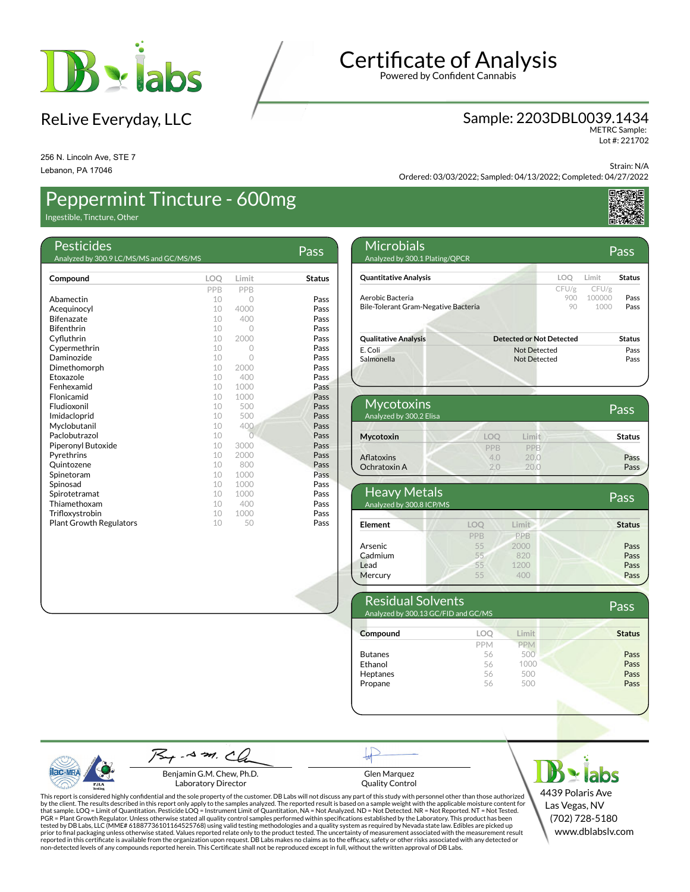# Certificate of Analysis

Powered by Confident Cannabis

## ReLive Everyday, LLC

256 N. Lincoln Ave, STE 7
Lebanon, PA 17046

**Sample: 2203DBL0039.1434**
METRC Sample:
Lot #: 221702

Strain: N/A
Ordered: 03/03/2022; Sampled: 04/13/2022; Completed: 04/27/2022

## Peppermint Tincture - 600mg

Ingestible, Tincture, Other

### Pesticides — Pass

Analyzed by 300.9 LC/MS/MS and GC/MS/MS

| Compound | LOQ | Limit | Status |
|---|---|---|---|
| | PPB | PPB | |
| Abamectin | 10 | 0 | Pass |
| Acequinocyl | 10 | 4000 | Pass |
| Bifenazate | 10 | 400 | Pass |
| Bifenthrin | 10 | 0 | Pass |
| Cyfluthrin | 10 | 2000 | Pass |
| Cypermethrin | 10 | 0 | Pass |
| Daminozide | 10 | 0 | Pass |
| Dimethomorph | 10 | 2000 | Pass |
| Etoxazole | 10 | 400 | Pass |
| Fenhexamid | 10 | 1000 | Pass |
| Flonicamid | 10 | 1000 | Pass |
| Fludioxonil | 10 | 500 | Pass |
| Imidacloprid | 10 | 500 | Pass |
| Myclobutanil | 10 | 400 | Pass |
| Paclobutrazol | 10 | 0 | Pass |
| Piperonyl Butoxide | 10 | 3000 | Pass |
| Pyrethrins | 10 | 2000 | Pass |
| Quintozene | 10 | 800 | Pass |
| Spinetoram | 10 | 1000 | Pass |
| Spinosad | 10 | 1000 | Pass |
| Spirotetramat | 10 | 1000 | Pass |
| Thiamethoxam | 10 | 400 | Pass |
| Trifloxystrobin | 10 | 1000 | Pass |
| Plant Growth Regulators | 10 | 50 | Pass |

### Microbials — Pass

Analyzed by 300.1 Plating/QPCR

| Quantitative Analysis | LOQ | Limit | Status |
|---|---|---|---|
| | CFU/g | CFU/g | |
| Aerobic Bacteria | 900 | 100000 | Pass |
| Bile-Tolerant Gram-Negative Bacteria | 90 | 1000 | Pass |

| Qualitative Analysis | Detected or Not Detected | Status |
|---|---|---|
| E. Coli | Not Detected | Pass |
| Salmonella | Not Detected | Pass |

### Mycotoxins — Pass

Analyzed by 300.2 Elisa

| Mycotoxin | LOQ | Limit | Status |
|---|---|---|---|
| | PPB | PPB | |
| Aflatoxins | 4.0 | 20.0 | Pass |
| Ochratoxin A | 2.0 | 20.0 | Pass |

### Heavy Metals — Pass

Analyzed by 300.8 ICP/MS

| Element | LOQ | Limit | Status |
|---|---|---|---|
| | PPB | PPB | |
| Arsenic | 55 | 2000 | Pass |
| Cadmium | 55 | 820 | Pass |
| Lead | 55 | 1200 | Pass |
| Mercury | 55 | 400 | Pass |

### Residual Solvents — Pass

Analyzed by 300.13 GC/FID and GC/MS

| Compound | LOQ | Limit | Status |
|---|---|---|---|
| | PPM | PPM | |
| Butanes | 56 | 500 | Pass |
| Ethanol | 56 | 1000 | Pass |
| Heptanes | 56 | 500 | Pass |
| Propane | 56 | 500 | Pass |

Benjamin G.M. Chew, Ph.D.
Laboratory Director

Glen Marquez
Quality Control

DB labs
4439 Polaris Ave
Las Vegas, NV
(702) 728-5180
www.dblabslv.com

This report is considered highly confidential and the sole property of the customer. DB Labs will not discuss any part of this study with personnel other than those authorized by the client. The results described in this report only apply to the samples analyzed. The reported result is based on a sample weight with the applicable moisture content for that sample. LOQ = Limit of Quantitation. Pesticide LOQ = Instrument Limit of Quantitation, NA = Not Analyzed. ND = Not Detected. NR = Not Reported. NT = Not Tested. PGR = Plant Growth Regulator. Unless otherwise stated all quality control samples performed within specifications established by the Laboratory. This product has been tested by DB Labs, LLC (MME# 61887736101164525768) using valid testing methodologies and a quality system as required by Nevada state law. Edibles are picked up prior to final packaging unless otherwise stated. Values reported relate only to the product tested. The uncertainty of measurement associated with the measurement result reported in this certificate is available from the organization upon request. DB Labs makes no claims as to the efficacy, safety or other risks associated with any detected or non-detected levels of any compounds reported herein. This Certificate shall not be reproduced except in full, without the written approval of DB Labs.